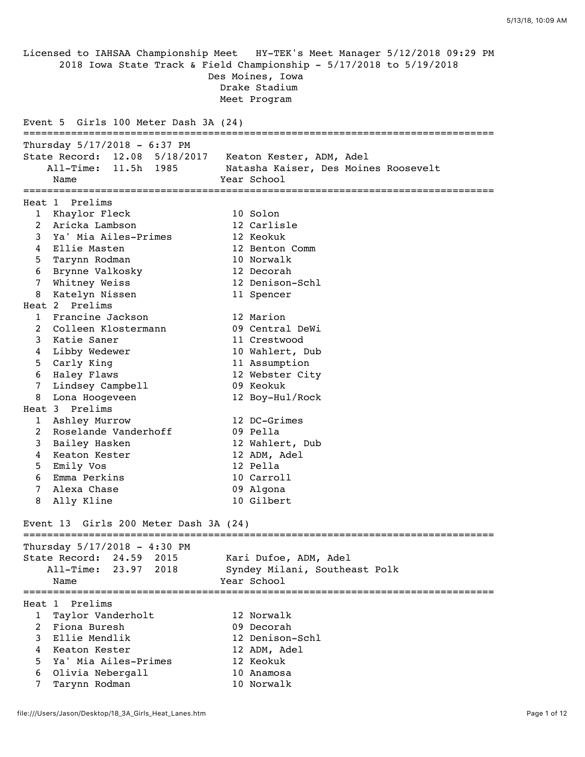Licensed to IAHSAA Championship Meet   HY-TEK's Meet Manager 5/12/2018 09:29 PM

2018 Iowa State Track & Field Championship - 5/17/2018 to 5/19/2018

Des Moines, Iowa

Drake Stadium

Meet Program

## Event 5  Girls 100 Meter Dash 3A (24)

Thursday 5/17/2018 - 6:37 PM

State Record:  12.08  5/18/2017   Keaton Kester, ADM, Adel

All-Time:  11.5h  1985   Natasha Kaiser, Des Moines Roosevelt

**Heat 1  Prelims**

| Lane | Name | Year | School |
|---|---|---|---|
| 1 | Khaylor Fleck | 10 | Solon |
| 2 | Aricka Lambson | 12 | Carlisle |
| 3 | Ya' Mia Ailes-Primes | 12 | Keokuk |
| 4 | Ellie Masten | 12 | Benton Comm |
| 5 | Tarynn Rodman | 10 | Norwalk |
| 6 | Brynne Valkosky | 12 | Decorah |
| 7 | Whitney Weiss | 12 | Denison-Schl |
| 8 | Katelyn Nissen | 11 | Spencer |

**Heat 2  Prelims**

| Lane | Name | Year | School |
|---|---|---|---|
| 1 | Francine Jackson | 12 | Marion |
| 2 | Colleen Klostermann | 09 | Central DeWi |
| 3 | Katie Saner | 11 | Crestwood |
| 4 | Libby Wedewer | 10 | Wahlert, Dub |
| 5 | Carly King | 11 | Assumption |
| 6 | Haley Flaws | 12 | Webster City |
| 7 | Lindsey Campbell | 09 | Keokuk |
| 8 | Lona Hoogeveen | 12 | Boy-Hul/Rock |

**Heat 3  Prelims**

| Lane | Name | Year | School |
|---|---|---|---|
| 1 | Ashley Murrow | 12 | DC-Grimes |
| 2 | Roselande Vanderhoff | 09 | Pella |
| 3 | Bailey Hasken | 12 | Wahlert, Dub |
| 4 | Keaton Kester | 12 | ADM, Adel |
| 5 | Emily Vos | 12 | Pella |
| 6 | Emma Perkins | 10 | Carroll |
| 7 | Alexa Chase | 09 | Algona |
| 8 | Ally Kline | 10 | Gilbert |

## Event 13  Girls 200 Meter Dash 3A (24)

Thursday 5/17/2018 - 4:30 PM

State Record:  24.59  2015   Kari Dufoe, ADM, Adel

All-Time:  23.97  2018   Syndey Milani, Southeast Polk

**Heat 1  Prelims**

| Lane | Name | Year | School |
|---|---|---|---|
| 1 | Taylor Vanderholt | 12 | Norwalk |
| 2 | Fiona Buresh | 09 | Decorah |
| 3 | Ellie Mendlik | 12 | Denison-Schl |
| 4 | Keaton Kester | 12 | ADM, Adel |
| 5 | Ya' Mia Ailes-Primes | 12 | Keokuk |
| 6 | Olivia Nebergall | 10 | Anamosa |
| 7 | Tarynn Rodman | 10 | Norwalk |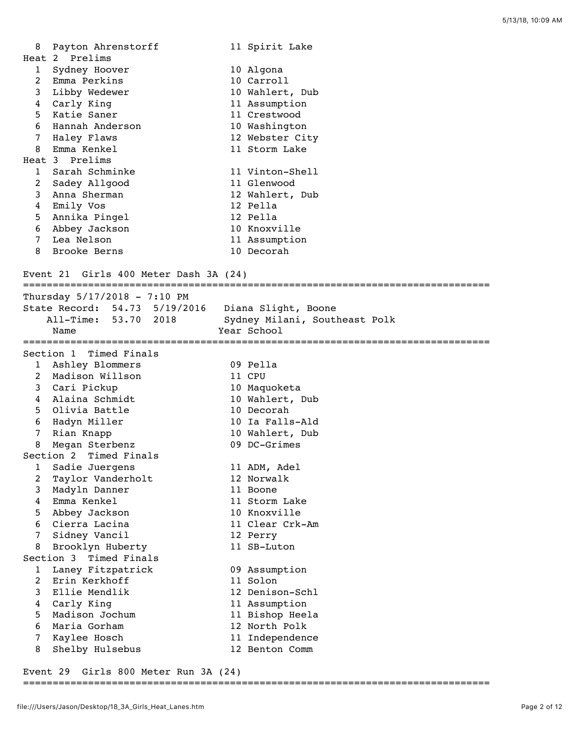| Lane | Name | Year | School |
|---|---|---|---|
| 8 | Payton Ahrenstorff | 11 | Spirit Lake |

**Heat 2 Prelims**

| Lane | Name | Year | School |
|---|---|---|---|
| 1 | Sydney Hoover | 10 | Algona |
| 2 | Emma Perkins | 10 | Carroll |
| 3 | Libby Wedewer | 10 | Wahlert, Dub |
| 4 | Carly King | 11 | Assumption |
| 5 | Katie Saner | 11 | Crestwood |
| 6 | Hannah Anderson | 10 | Washington |
| 7 | Haley Flaws | 12 | Webster City |
| 8 | Emma Kenkel | 11 | Storm Lake |

**Heat 3 Prelims**

| Lane | Name | Year | School |
|---|---|---|---|
| 1 | Sarah Schminke | 11 | Vinton-Shell |
| 2 | Sadey Allgood | 11 | Glenwood |
| 3 | Anna Sherman | 12 | Wahlert, Dub |
| 4 | Emily Vos | 12 | Pella |
| 5 | Annika Pingel | 12 | Pella |
| 6 | Abbey Jackson | 10 | Knoxville |
| 7 | Lea Nelson | 11 | Assumption |
| 8 | Brooke Berns | 10 | Decorah |

## Event 21 Girls 400 Meter Dash 3A (24)

Thursday 5/17/2018 - 7:10 PM

State Record: 54.73 5/19/2016 Diana Slight, Boone

All-Time: 53.70 2018 Sydney Milani, Southeast Polk

**Section 1 Timed Finals**

| Lane | Name | Year | School |
|---|---|---|---|
| 1 | Ashley Blommers | 09 | Pella |
| 2 | Madison Willson | 11 | CPU |
| 3 | Cari Pickup | 10 | Maquoketa |
| 4 | Alaina Schmidt | 10 | Wahlert, Dub |
| 5 | Olivia Battle | 10 | Decorah |
| 6 | Hadyn Miller | 10 | Ia Falls-Ald |
| 7 | Rian Knapp | 10 | Wahlert, Dub |
| 8 | Megan Sterbenz | 09 | DC-Grimes |

**Section 2 Timed Finals**

| Lane | Name | Year | School |
|---|---|---|---|
| 1 | Sadie Juergens | 11 | ADM, Adel |
| 2 | Taylor Vanderholt | 12 | Norwalk |
| 3 | Madyln Danner | 11 | Boone |
| 4 | Emma Kenkel | 11 | Storm Lake |
| 5 | Abbey Jackson | 10 | Knoxville |
| 6 | Cierra Lacina | 11 | Clear Crk-Am |
| 7 | Sidney Vancil | 12 | Perry |
| 8 | Brooklyn Huberty | 11 | SB-Luton |

**Section 3 Timed Finals**

| Lane | Name | Year | School |
|---|---|---|---|
| 1 | Laney Fitzpatrick | 09 | Assumption |
| 2 | Erin Kerkhoff | 11 | Solon |
| 3 | Ellie Mendlik | 12 | Denison-Schl |
| 4 | Carly King | 11 | Assumption |
| 5 | Madison Jochum | 11 | Bishop Heela |
| 6 | Maria Gorham | 12 | North Polk |
| 7 | Kaylee Hosch | 11 | Independence |
| 8 | Shelby Hulsebus | 12 | Benton Comm |

## Event 29 Girls 800 Meter Run 3A (24)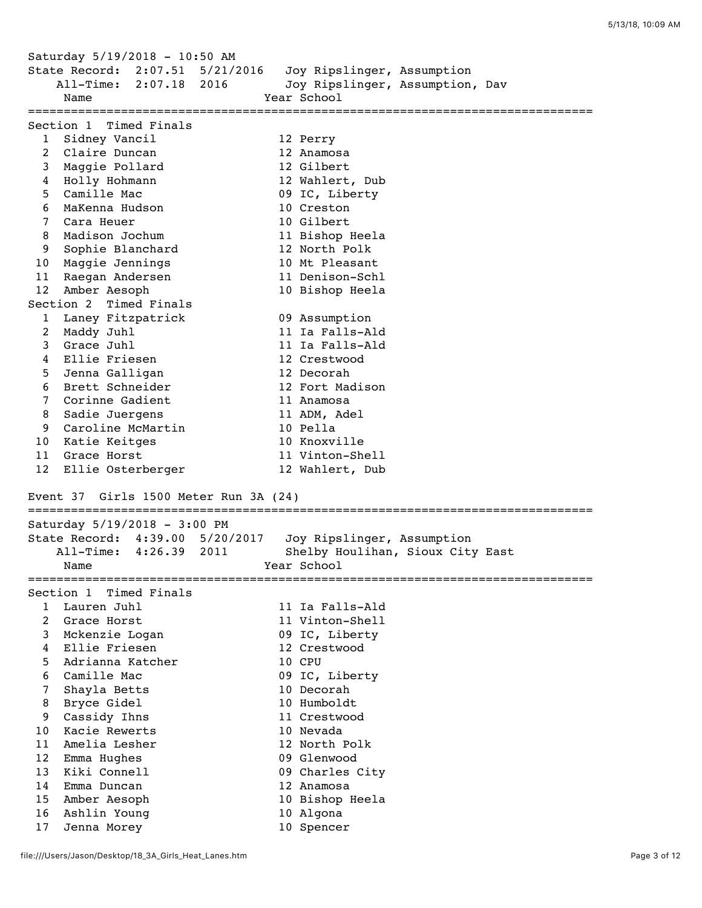Saturday 5/19/2018 - 10:50 AM

State Record: 2:07.51 5/21/2016 Joy Ripslinger, Assumption

All-Time: 2:07.18 2016 Joy Ripslinger, Assumption, Dav

**Section 1 Timed Finals**

| # | Name | Year | School |
|---|---|---|---|
| 1 | Sidney Vancil | 12 | Perry |
| 2 | Claire Duncan | 12 | Anamosa |
| 3 | Maggie Pollard | 12 | Gilbert |
| 4 | Holly Hohmann | 12 | Wahlert, Dub |
| 5 | Camille Mac | 09 | IC, Liberty |
| 6 | MaKenna Hudson | 10 | Creston |
| 7 | Cara Heuer | 10 | Gilbert |
| 8 | Madison Jochum | 11 | Bishop Heela |
| 9 | Sophie Blanchard | 12 | North Polk |
| 10 | Maggie Jennings | 10 | Mt Pleasant |
| 11 | Raegan Andersen | 11 | Denison-Schl |
| 12 | Amber Aesoph | 10 | Bishop Heela |

**Section 2 Timed Finals**

| # | Name | Year | School |
|---|---|---|---|
| 1 | Laney Fitzpatrick | 09 | Assumption |
| 2 | Maddy Juhl | 11 | Ia Falls-Ald |
| 3 | Grace Juhl | 11 | Ia Falls-Ald |
| 4 | Ellie Friesen | 12 | Crestwood |
| 5 | Jenna Galligan | 12 | Decorah |
| 6 | Brett Schneider | 12 | Fort Madison |
| 7 | Corinne Gadient | 11 | Anamosa |
| 8 | Sadie Juergens | 11 | ADM, Adel |
| 9 | Caroline McMartin | 10 | Pella |
| 10 | Katie Keitges | 10 | Knoxville |
| 11 | Grace Horst | 11 | Vinton-Shell |
| 12 | Ellie Osterberger | 12 | Wahlert, Dub |

## Event 37 Girls 1500 Meter Run 3A (24)

Saturday 5/19/2018 - 3:00 PM

State Record: 4:39.00 5/20/2017 Joy Ripslinger, Assumption

All-Time: 4:26.39 2011 Shelby Houlihan, Sioux City East

**Section 1 Timed Finals**

| # | Name | Year | School |
|---|---|---|---|
| 1 | Lauren Juhl | 11 | Ia Falls-Ald |
| 2 | Grace Horst | 11 | Vinton-Shell |
| 3 | Mckenzie Logan | 09 | IC, Liberty |
| 4 | Ellie Friesen | 12 | Crestwood |
| 5 | Adrianna Katcher | 10 | CPU |
| 6 | Camille Mac | 09 | IC, Liberty |
| 7 | Shayla Betts | 10 | Decorah |
| 8 | Bryce Gidel | 10 | Humboldt |
| 9 | Cassidy Ihns | 11 | Crestwood |
| 10 | Kacie Rewerts | 10 | Nevada |
| 11 | Amelia Lesher | 12 | North Polk |
| 12 | Emma Hughes | 09 | Glenwood |
| 13 | Kiki Connell | 09 | Charles City |
| 14 | Emma Duncan | 12 | Anamosa |
| 15 | Amber Aesoph | 10 | Bishop Heela |
| 16 | Ashlin Young | 10 | Algona |
| 17 | Jenna Morey | 10 | Spencer |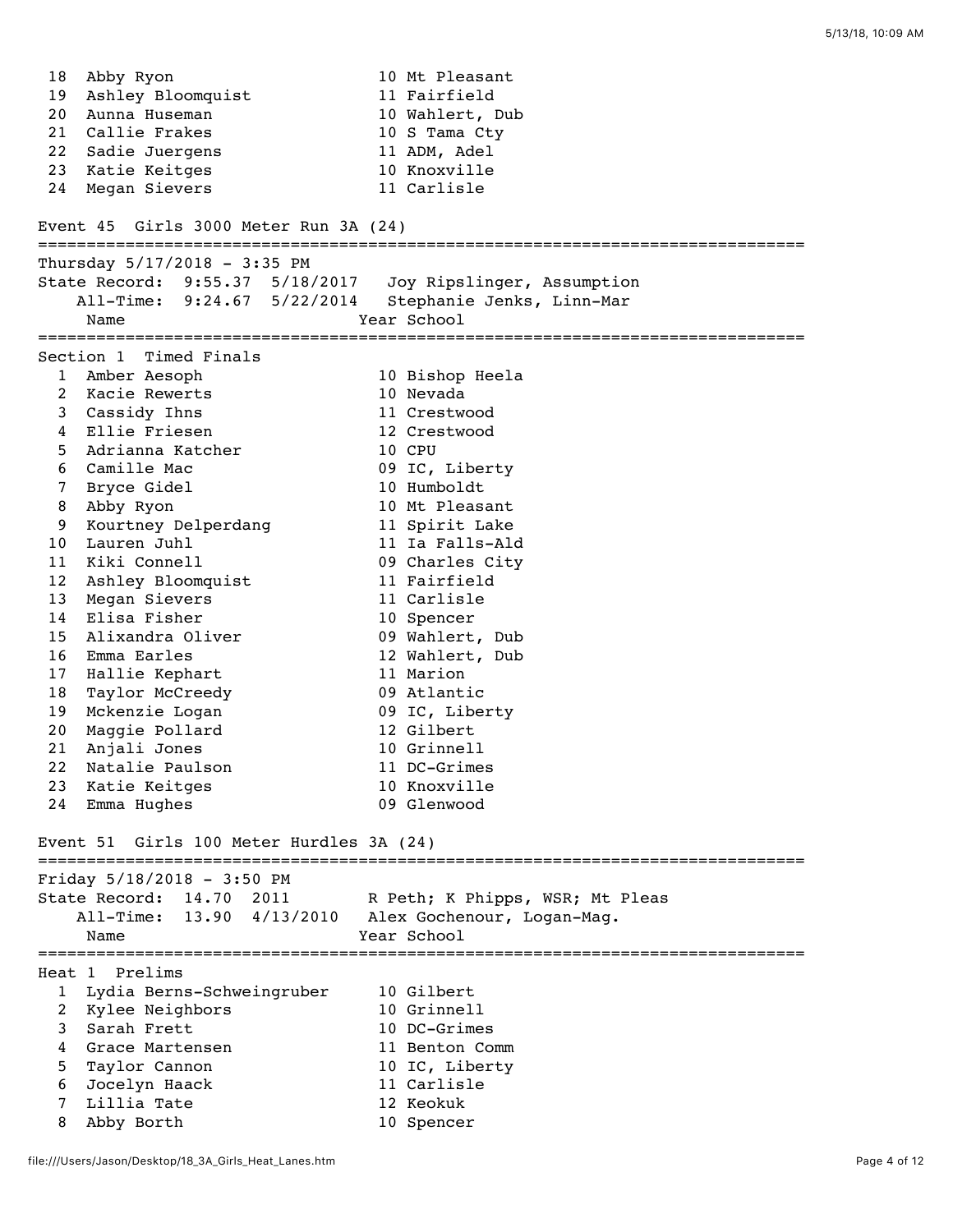| | Name | Year | School |
|---|---|---|---|
| 18 | Abby Ryon | 10 | Mt Pleasant |
| 19 | Ashley Bloomquist | 11 | Fairfield |
| 20 | Aunna Huseman | 10 | Wahlert, Dub |
| 21 | Callie Frakes | 10 | S Tama Cty |
| 22 | Sadie Juergens | 11 | ADM, Adel |
| 23 | Katie Keitges | 10 | Knoxville |
| 24 | Megan Sievers | 11 | Carlisle |

## Event 45 Girls 3000 Meter Run 3A (24)

Thursday 5/17/2018 - 3:35 PM

State Record: 9:55.37 5/18/2017 Joy Ripslinger, Assumption

All-Time: 9:24.67 5/22/2014 Stephanie Jenks, Linn-Mar

### Section 1 Timed Finals

| | Name | Year | School |
|---|---|---|---|
| 1 | Amber Aesoph | 10 | Bishop Heela |
| 2 | Kacie Rewerts | 10 | Nevada |
| 3 | Cassidy Ihns | 11 | Crestwood |
| 4 | Ellie Friesen | 12 | Crestwood |
| 5 | Adrianna Katcher | 10 | CPU |
| 6 | Camille Mac | 09 | IC, Liberty |
| 7 | Bryce Gidel | 10 | Humboldt |
| 8 | Abby Ryon | 10 | Mt Pleasant |
| 9 | Kourtney Delperdang | 11 | Spirit Lake |
| 10 | Lauren Juhl | 11 | Ia Falls-Ald |
| 11 | Kiki Connell | 09 | Charles City |
| 12 | Ashley Bloomquist | 11 | Fairfield |
| 13 | Megan Sievers | 11 | Carlisle |
| 14 | Elisa Fisher | 10 | Spencer |
| 15 | Alixandra Oliver | 09 | Wahlert, Dub |
| 16 | Emma Earles | 12 | Wahlert, Dub |
| 17 | Hallie Kephart | 11 | Marion |
| 18 | Taylor McCreedy | 09 | Atlantic |
| 19 | Mckenzie Logan | 09 | IC, Liberty |
| 20 | Maggie Pollard | 12 | Gilbert |
| 21 | Anjali Jones | 10 | Grinnell |
| 22 | Natalie Paulson | 11 | DC-Grimes |
| 23 | Katie Keitges | 10 | Knoxville |
| 24 | Emma Hughes | 09 | Glenwood |

## Event 51 Girls 100 Meter Hurdles 3A (24)

Friday 5/18/2018 - 3:50 PM

State Record: 14.70 2011 R Peth; K Phipps, WSR; Mt Pleas

All-Time: 13.90 4/13/2010 Alex Gochenour, Logan-Mag.

### Heat 1 Prelims

| | Name | Year | School |
|---|---|---|---|
| 1 | Lydia Berns-Schweingruber | 10 | Gilbert |
| 2 | Kylee Neighbors | 10 | Grinnell |
| 3 | Sarah Frett | 10 | DC-Grimes |
| 4 | Grace Martensen | 11 | Benton Comm |
| 5 | Taylor Cannon | 10 | IC, Liberty |
| 6 | Jocelyn Haack | 11 | Carlisle |
| 7 | Lillia Tate | 12 | Keokuk |
| 8 | Abby Borth | 10 | Spencer |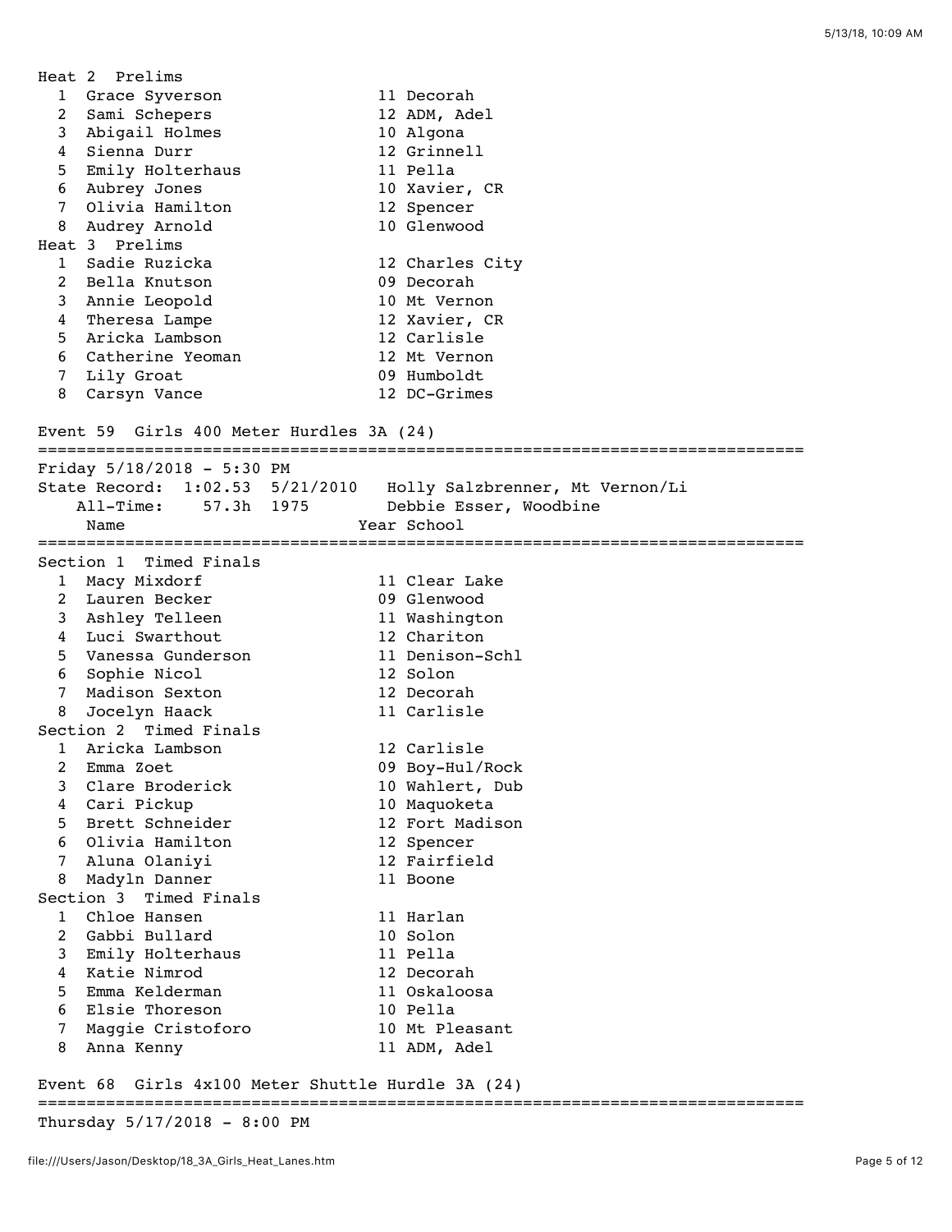Heat 2 Prelims

| | Name | Year | School |
|---|---|---|---|
| 1 | Grace Syverson | 11 | Decorah |
| 2 | Sami Schepers | 12 | ADM, Adel |
| 3 | Abigail Holmes | 10 | Algona |
| 4 | Sienna Durr | 12 | Grinnell |
| 5 | Emily Holterhaus | 11 | Pella |
| 6 | Aubrey Jones | 10 | Xavier, CR |
| 7 | Olivia Hamilton | 12 | Spencer |
| 8 | Audrey Arnold | 10 | Glenwood |

Heat 3 Prelims

| | Name | Year | School |
|---|---|---|---|
| 1 | Sadie Ruzicka | 12 | Charles City |
| 2 | Bella Knutson | 09 | Decorah |
| 3 | Annie Leopold | 10 | Mt Vernon |
| 4 | Theresa Lampe | 12 | Xavier, CR |
| 5 | Aricka Lambson | 12 | Carlisle |
| 6 | Catherine Yeoman | 12 | Mt Vernon |
| 7 | Lily Groat | 09 | Humboldt |
| 8 | Carsyn Vance | 12 | DC-Grimes |

## Event 59 Girls 400 Meter Hurdles 3A (24)

Friday 5/18/2018 - 5:30 PM

State Record: 1:02.53 5/21/2010 Holly Salzbrenner, Mt Vernon/Li

All-Time: 57.3h 1975 Debbie Esser, Woodbine

Section 1 Timed Finals

| | Name | Year | School |
|---|---|---|---|
| 1 | Macy Mixdorf | 11 | Clear Lake |
| 2 | Lauren Becker | 09 | Glenwood |
| 3 | Ashley Telleen | 11 | Washington |
| 4 | Luci Swarthout | 12 | Chariton |
| 5 | Vanessa Gunderson | 11 | Denison-Schl |
| 6 | Sophie Nicol | 12 | Solon |
| 7 | Madison Sexton | 12 | Decorah |
| 8 | Jocelyn Haack | 11 | Carlisle |

Section 2 Timed Finals

| | Name | Year | School |
|---|---|---|---|
| 1 | Aricka Lambson | 12 | Carlisle |
| 2 | Emma Zoet | 09 | Boy-Hul/Rock |
| 3 | Clare Broderick | 10 | Wahlert, Dub |
| 4 | Cari Pickup | 10 | Maquoketa |
| 5 | Brett Schneider | 12 | Fort Madison |
| 6 | Olivia Hamilton | 12 | Spencer |
| 7 | Aluna Olaniyi | 12 | Fairfield |
| 8 | Madyln Danner | 11 | Boone |

Section 3 Timed Finals

| | Name | Year | School |
|---|---|---|---|
| 1 | Chloe Hansen | 11 | Harlan |
| 2 | Gabbi Bullard | 10 | Solon |
| 3 | Emily Holterhaus | 11 | Pella |
| 4 | Katie Nimrod | 12 | Decorah |
| 5 | Emma Kelderman | 11 | Oskaloosa |
| 6 | Elsie Thoreson | 10 | Pella |
| 7 | Maggie Cristoforo | 10 | Mt Pleasant |
| 8 | Anna Kenny | 11 | ADM, Adel |

## Event 68 Girls 4x100 Meter Shuttle Hurdle 3A (24)

Thursday 5/17/2018 - 8:00 PM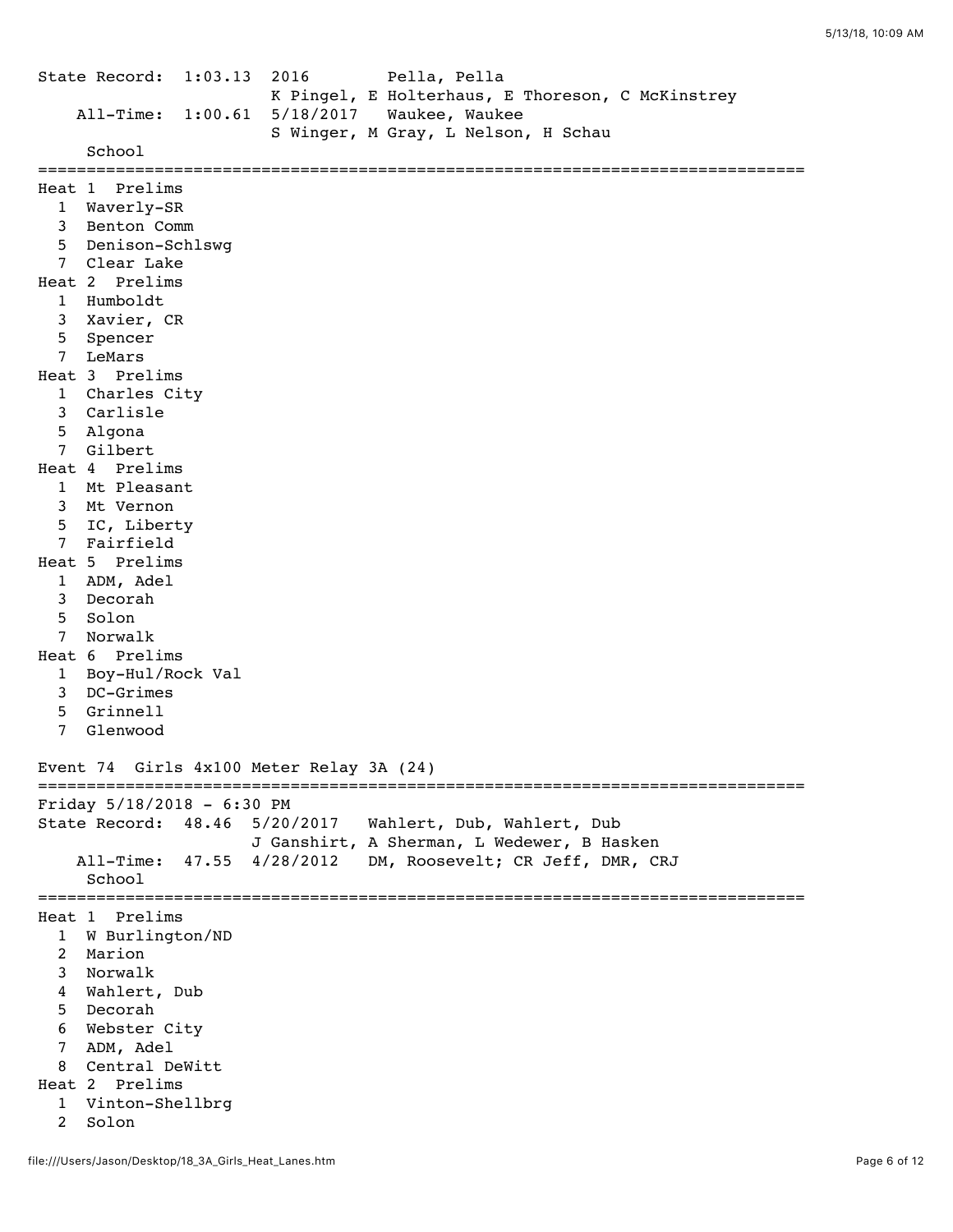State Record: 1:03.13 2016 Pella, Pella
K Pingel, E Holterhaus, E Thoreson, C McKinstrey
All-Time: 1:00.61 5/18/2017 Waukee, Waukee
S Winger, M Gray, L Nelson, H Schau

**Heat 1 Prelims**

| Lane | School |
|---|---|
| 1 | Waverly-SR |
| 3 | Benton Comm |
| 5 | Denison-Schlswg |
| 7 | Clear Lake |

**Heat 2 Prelims**

| Lane | School |
|---|---|
| 1 | Humboldt |
| 3 | Xavier, CR |
| 5 | Spencer |
| 7 | LeMars |

**Heat 3 Prelims**

| Lane | School |
|---|---|
| 1 | Charles City |
| 3 | Carlisle |
| 5 | Algona |
| 7 | Gilbert |

**Heat 4 Prelims**

| Lane | School |
|---|---|
| 1 | Mt Pleasant |
| 3 | Mt Vernon |
| 5 | IC, Liberty |
| 7 | Fairfield |

**Heat 5 Prelims**

| Lane | School |
|---|---|
| 1 | ADM, Adel |
| 3 | Decorah |
| 5 | Solon |
| 7 | Norwalk |

**Heat 6 Prelims**

| Lane | School |
|---|---|
| 1 | Boy-Hul/Rock Val |
| 3 | DC-Grimes |
| 5 | Grinnell |
| 7 | Glenwood |

## Event 74 Girls 4x100 Meter Relay 3A (24)

Friday 5/18/2018 - 6:30 PM

State Record: 48.46 5/20/2017 Wahlert, Dub, Wahlert, Dub
J Ganshirt, A Sherman, L Wedewer, B Hasken
All-Time: 47.55 4/28/2012 DM, Roosevelt; CR Jeff, DMR, CRJ

**Heat 1 Prelims**

| Lane | School |
|---|---|
| 1 | W Burlington/ND |
| 2 | Marion |
| 3 | Norwalk |
| 4 | Wahlert, Dub |
| 5 | Decorah |
| 6 | Webster City |
| 7 | ADM, Adel |
| 8 | Central DeWitt |

**Heat 2 Prelims**

| Lane | School |
|---|---|
| 1 | Vinton-Shellbrg |
| 2 | Solon |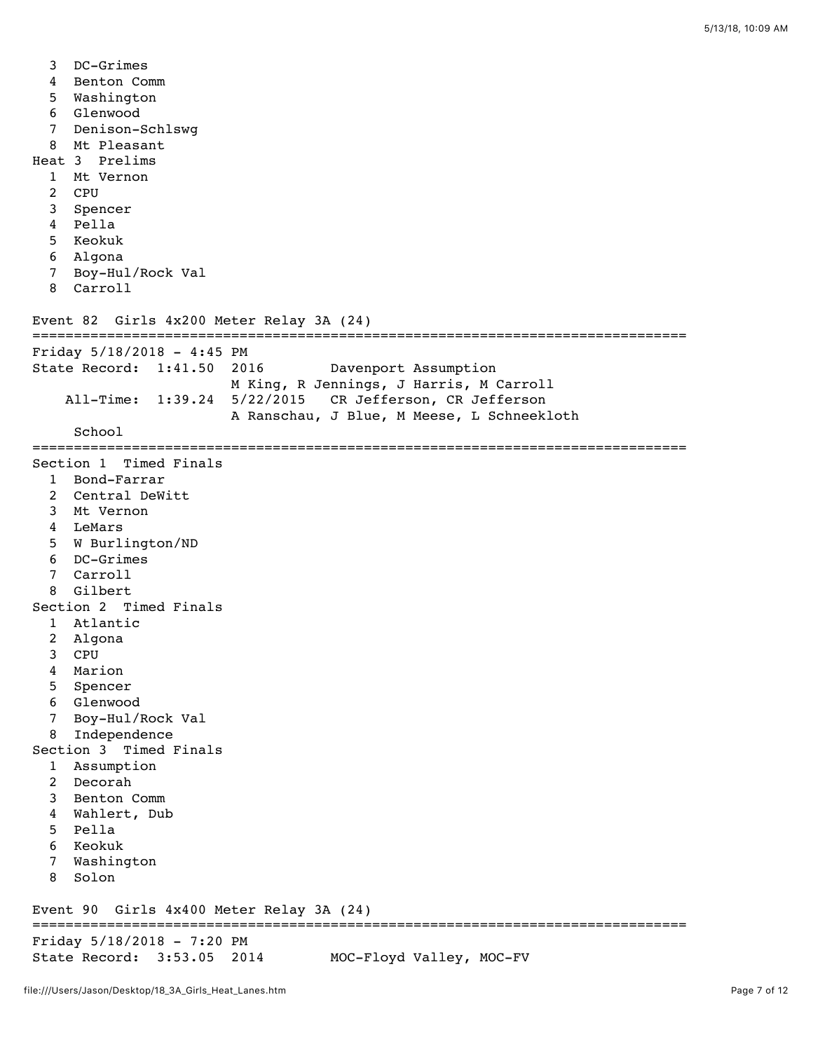```
  3  DC-Grimes
  4  Benton Comm
  5  Washington
  6  Glenwood
  7  Denison-Schlswg
  8  Mt Pleasant
Heat 3  Prelims
  1  Mt Vernon
  2  CPU
  3  Spencer
  4  Pella
  5  Keokuk
  6  Algona
  7  Boy-Hul/Rock Val
  8  Carroll

Event 82  Girls 4x200 Meter Relay 3A (24)
===============================================================================
Friday 5/18/2018 - 4:45 PM
State Record:  1:41.50  2016        Davenport Assumption
                        M King, R Jennings, J Harris, M Carroll
    All-Time:  1:39.24  5/22/2015   CR Jefferson, CR Jefferson
                        A Ranschau, J Blue, M Meese, L Schneekloth
     School
===============================================================================
Section 1  Timed Finals
  1  Bond-Farrar
  2  Central DeWitt
  3  Mt Vernon
  4  LeMars
  5  W Burlington/ND
  6  DC-Grimes
  7  Carroll
  8  Gilbert
Section 2  Timed Finals
  1  Atlantic
  2  Algona
  3  CPU
  4  Marion
  5  Spencer
  6  Glenwood
  7  Boy-Hul/Rock Val
  8  Independence
Section 3  Timed Finals
  1  Assumption
  2  Decorah
  3  Benton Comm
  4  Wahlert, Dub
  5  Pella
  6  Keokuk
  7  Washington
  8  Solon

Event 90  Girls 4x400 Meter Relay 3A (24)
===============================================================================
Friday 5/18/2018 - 7:20 PM
State Record:  3:53.05  2014        MOC-Floyd Valley, MOC-FV
```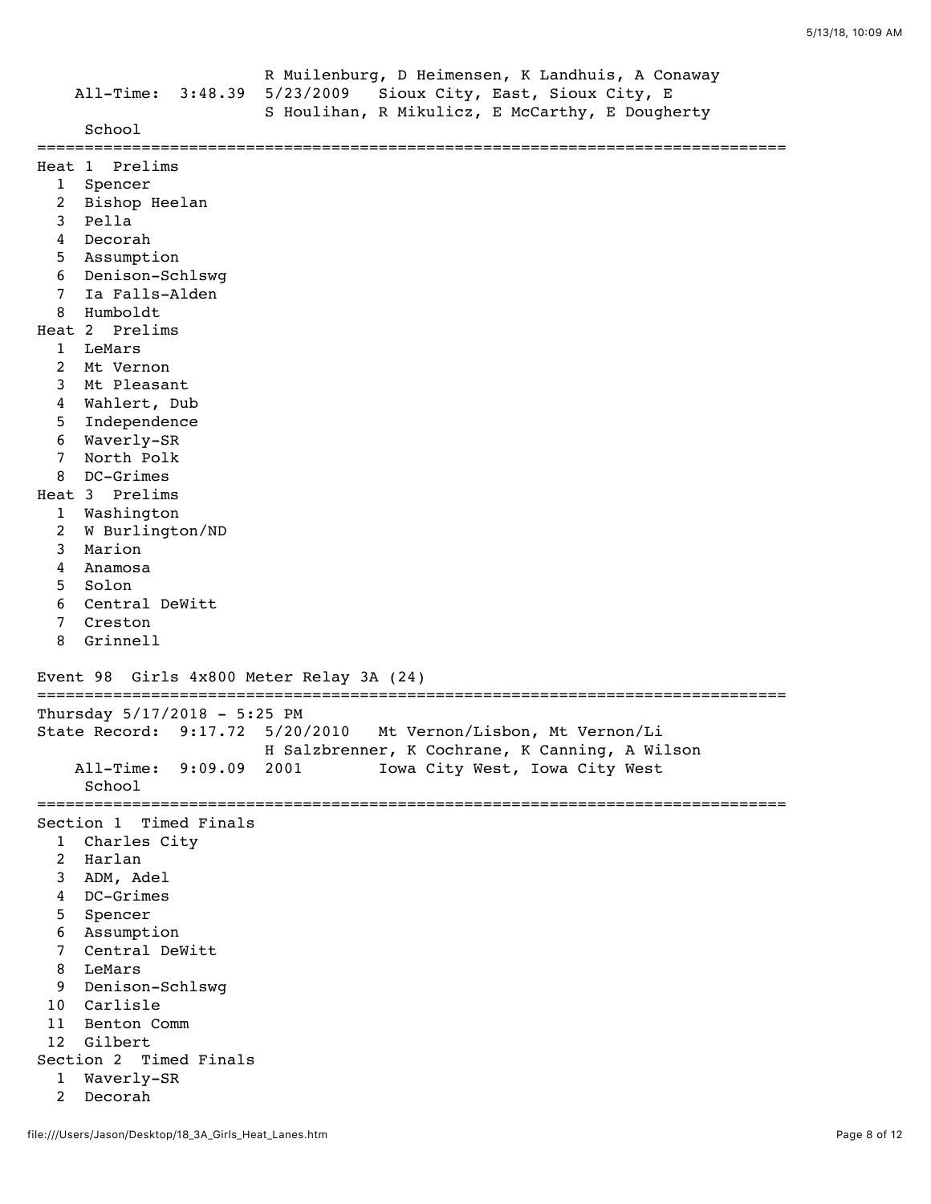```
                        R Muilenburg, D Heimensen, K Landhuis, A Conaway
    All-Time:  3:48.39  5/23/2009   Sioux City, East, Sioux City, E
                        S Houlihan, R Mikulicz, E McCarthy, E Dougherty
     School
================================================================================
Heat 1  Prelims
  1  Spencer
  2  Bishop Heelan
  3  Pella
  4  Decorah
  5  Assumption
  6  Denison-Schlswg
  7  Ia Falls-Alden
  8  Humboldt
Heat 2  Prelims
  1  LeMars
  2  Mt Vernon
  3  Mt Pleasant
  4  Wahlert, Dub
  5  Independence
  6  Waverly-SR
  7  North Polk
  8  DC-Grimes
Heat 3  Prelims
  1  Washington
  2  W Burlington/ND
  3  Marion
  4  Anamosa
  5  Solon
  6  Central DeWitt
  7  Creston
  8  Grinnell

Event 98  Girls 4x800 Meter Relay 3A (24)
================================================================================
Thursday 5/17/2018 - 5:25 PM
State Record:  9:17.72  5/20/2010   Mt Vernon/Lisbon, Mt Vernon/Li
                        H Salzbrenner, K Cochrane, K Canning, A Wilson
    All-Time:  9:09.09  2001        Iowa City West, Iowa City West
     School
================================================================================
Section 1  Timed Finals
  1  Charles City
  2  Harlan
  3  ADM, Adel
  4  DC-Grimes
  5  Spencer
  6  Assumption
  7  Central DeWitt
  8  LeMars
  9  Denison-Schlswg
 10  Carlisle
 11  Benton Comm
 12  Gilbert
Section 2  Timed Finals
  1  Waverly-SR
  2  Decorah
```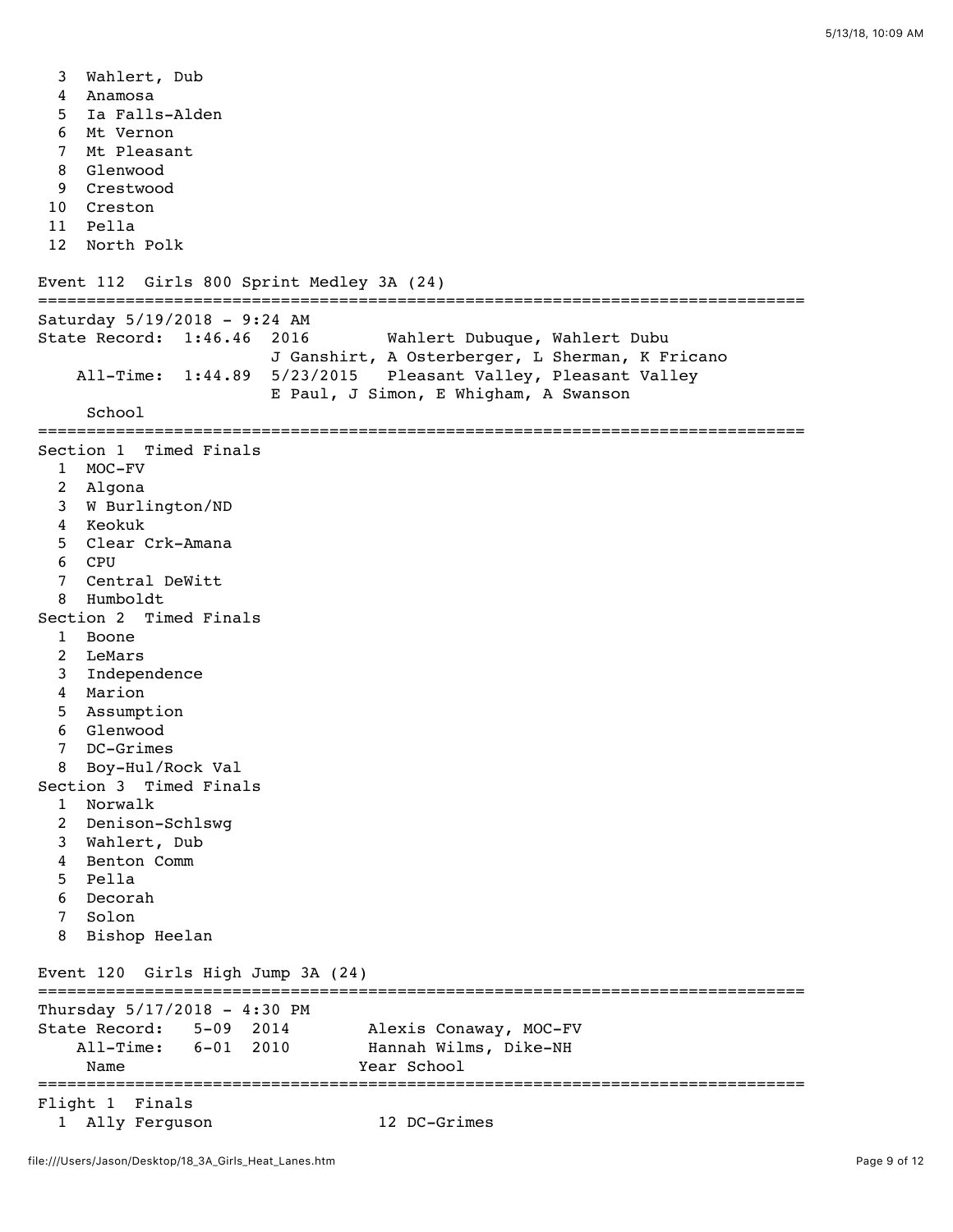3 Wahlert, Dub
4 Anamosa
5 Ia Falls-Alden
6 Mt Vernon
7 Mt Pleasant
8 Glenwood
9 Crestwood
10 Creston
11 Pella
12 North Polk

## Event 112 Girls 800 Sprint Medley 3A (24)

```
===============================================================================
Saturday 5/19/2018 - 9:24 AM
State Record:  1:46.46  2016        Wahlert Dubuque, Wahlert Dubu
                        J Ganshirt, A Osterberger, L Sherman, K Fricano
    All-Time:  1:44.89  5/23/2015   Pleasant Valley, Pleasant Valley
                        E Paul, J Simon, E Whigham, A Swanson
     School
===============================================================================
Section 1  Timed Finals
  1  MOC-FV
  2  Algona
  3  W Burlington/ND
  4  Keokuk
  5  Clear Crk-Amana
  6  CPU
  7  Central DeWitt
  8  Humboldt
Section 2  Timed Finals
  1  Boone
  2  LeMars
  3  Independence
  4  Marion
  5  Assumption
  6  Glenwood
  7  DC-Grimes
  8  Boy-Hul/Rock Val
Section 3  Timed Finals
  1  Norwalk
  2  Denison-Schlswg
  3  Wahlert, Dub
  4  Benton Comm
  5  Pella
  6  Decorah
  7  Solon
  8  Bishop Heelan
```

## Event 120 Girls High Jump 3A (24)

```
===============================================================================
Thursday 5/17/2018 - 4:30 PM
State Record:   5-09  2014        Alexis Conaway, MOC-FV
    All-Time:   6-01  2010        Hannah Wilms, Dike-NH
     Name                        Year School
===============================================================================
Flight 1  Finals
  1  Ally Ferguson                 12 DC-Grimes
```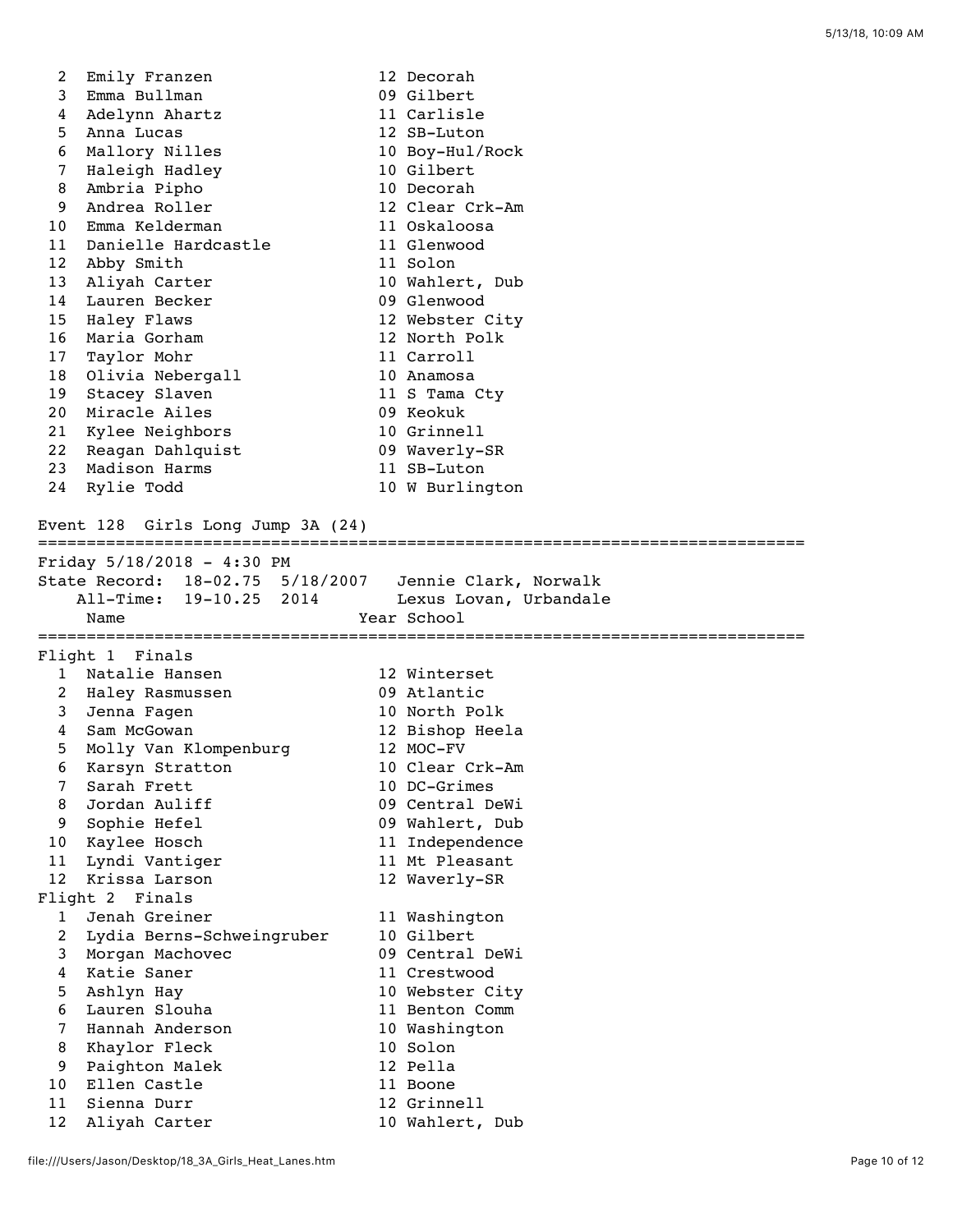| # | Name | Year | School |
|---|---|---|---|
| 2 | Emily Franzen | 12 | Decorah |
| 3 | Emma Bullman | 09 | Gilbert |
| 4 | Adelynn Ahartz | 11 | Carlisle |
| 5 | Anna Lucas | 12 | SB-Luton |
| 6 | Mallory Nilles | 10 | Boy-Hul/Rock |
| 7 | Haleigh Hadley | 10 | Gilbert |
| 8 | Ambria Pipho | 10 | Decorah |
| 9 | Andrea Roller | 12 | Clear Crk-Am |
| 10 | Emma Kelderman | 11 | Oskaloosa |
| 11 | Danielle Hardcastle | 11 | Glenwood |
| 12 | Abby Smith | 11 | Solon |
| 13 | Aliyah Carter | 10 | Wahlert, Dub |
| 14 | Lauren Becker | 09 | Glenwood |
| 15 | Haley Flaws | 12 | Webster City |
| 16 | Maria Gorham | 12 | North Polk |
| 17 | Taylor Mohr | 11 | Carroll |
| 18 | Olivia Nebergall | 10 | Anamosa |
| 19 | Stacey Slaven | 11 | S Tama Cty |
| 20 | Miracle Ailes | 09 | Keokuk |
| 21 | Kylee Neighbors | 10 | Grinnell |
| 22 | Reagan Dahlquist | 09 | Waverly-SR |
| 23 | Madison Harms | 11 | SB-Luton |
| 24 | Rylie Todd | 10 | W Burlington |

## Event 128 Girls Long Jump 3A (24)

Friday 5/18/2018 - 4:30 PM

State Record: 18-02.75 5/18/2007 Jennie Clark, Norwalk

All-Time: 19-10.25 2014 Lexus Lovan, Urbandale

### Flight 1 Finals

| # | Name | Year | School |
|---|---|---|---|
| 1 | Natalie Hansen | 12 | Winterset |
| 2 | Haley Rasmussen | 09 | Atlantic |
| 3 | Jenna Fagen | 10 | North Polk |
| 4 | Sam McGowan | 12 | Bishop Heela |
| 5 | Molly Van Klompenburg | 12 | MOC-FV |
| 6 | Karsyn Stratton | 10 | Clear Crk-Am |
| 7 | Sarah Frett | 10 | DC-Grimes |
| 8 | Jordan Auliff | 09 | Central DeWi |
| 9 | Sophie Hefel | 09 | Wahlert, Dub |
| 10 | Kaylee Hosch | 11 | Independence |
| 11 | Lyndi Vantiger | 11 | Mt Pleasant |
| 12 | Krissa Larson | 12 | Waverly-SR |

### Flight 2 Finals

| # | Name | Year | School |
|---|---|---|---|
| 1 | Jenah Greiner | 11 | Washington |
| 2 | Lydia Berns-Schweingruber | 10 | Gilbert |
| 3 | Morgan Machovec | 09 | Central DeWi |
| 4 | Katie Saner | 11 | Crestwood |
| 5 | Ashlyn Hay | 10 | Webster City |
| 6 | Lauren Slouha | 11 | Benton Comm |
| 7 | Hannah Anderson | 10 | Washington |
| 8 | Khaylor Fleck | 10 | Solon |
| 9 | Paighton Malek | 12 | Pella |
| 10 | Ellen Castle | 11 | Boone |
| 11 | Sienna Durr | 12 | Grinnell |
| 12 | Aliyah Carter | 10 | Wahlert, Dub |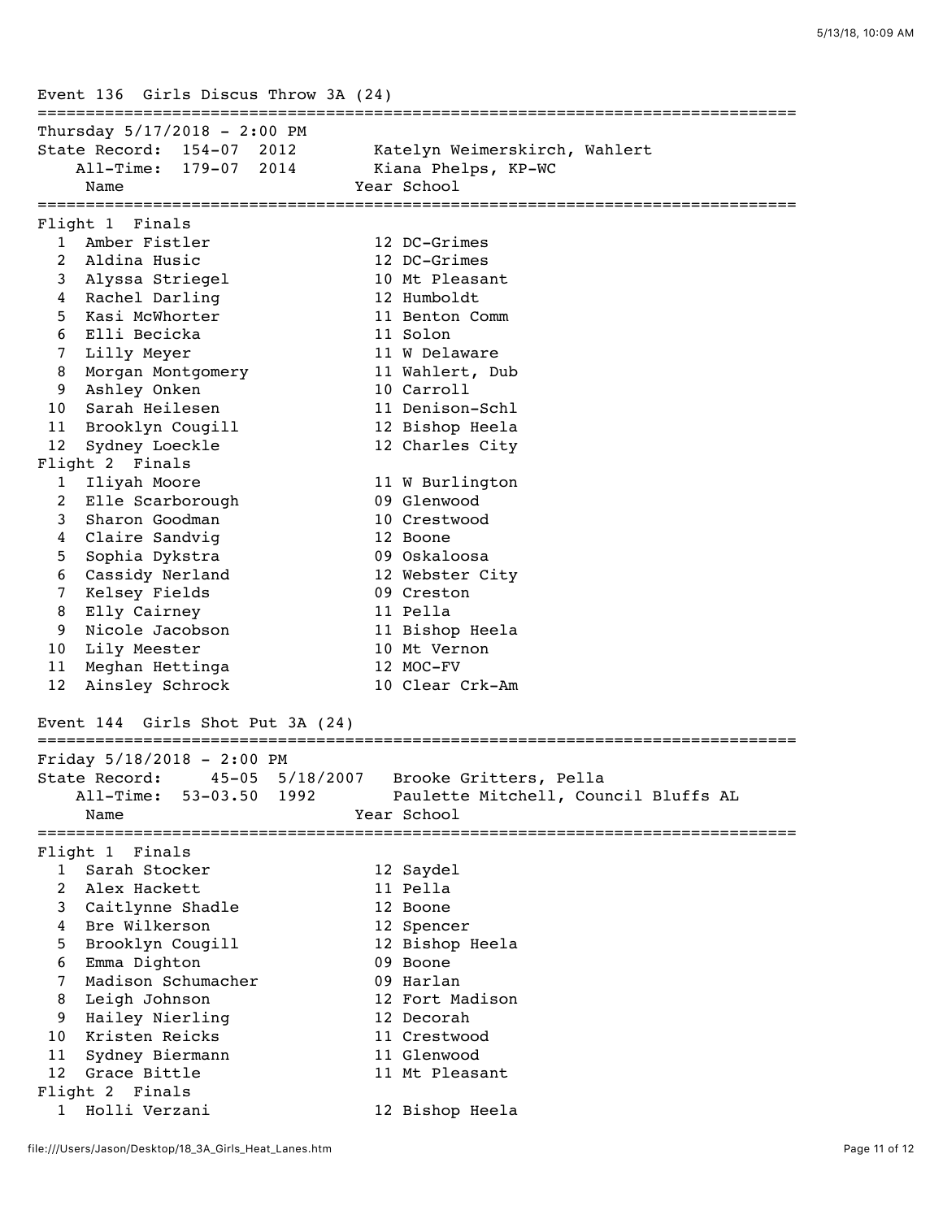## Event 136 Girls Discus Throw 3A (24)

Thursday 5/17/2018 - 2:00 PM

State Record: 154-07 2012 Katelyn Weimerskirch, Wahlert

All-Time: 179-07 2014 Kiana Phelps, KP-WC

### Flight 1 Finals

| # | Name | Year | School |
|---|---|---|---|
| 1 | Amber Fistler | 12 | DC-Grimes |
| 2 | Aldina Husic | 12 | DC-Grimes |
| 3 | Alyssa Striegel | 10 | Mt Pleasant |
| 4 | Rachel Darling | 12 | Humboldt |
| 5 | Kasi McWhorter | 11 | Benton Comm |
| 6 | Elli Becicka | 11 | Solon |
| 7 | Lilly Meyer | 11 | W Delaware |
| 8 | Morgan Montgomery | 11 | Wahlert, Dub |
| 9 | Ashley Onken | 10 | Carroll |
| 10 | Sarah Heilesen | 11 | Denison-Schl |
| 11 | Brooklyn Cougill | 12 | Bishop Heela |
| 12 | Sydney Loeckle | 12 | Charles City |

### Flight 2 Finals

| # | Name | Year | School |
|---|---|---|---|
| 1 | Iliyah Moore | 11 | W Burlington |
| 2 | Elle Scarborough | 09 | Glenwood |
| 3 | Sharon Goodman | 10 | Crestwood |
| 4 | Claire Sandvig | 12 | Boone |
| 5 | Sophia Dykstra | 09 | Oskaloosa |
| 6 | Cassidy Nerland | 12 | Webster City |
| 7 | Kelsey Fields | 09 | Creston |
| 8 | Elly Cairney | 11 | Pella |
| 9 | Nicole Jacobson | 11 | Bishop Heela |
| 10 | Lily Meester | 10 | Mt Vernon |
| 11 | Meghan Hettinga | 12 | MOC-FV |
| 12 | Ainsley Schrock | 10 | Clear Crk-Am |

## Event 144 Girls Shot Put 3A (24)

Friday 5/18/2018 - 2:00 PM

State Record: 45-05 5/18/2007 Brooke Gritters, Pella

All-Time: 53-03.50 1992 Paulette Mitchell, Council Bluffs AL

### Flight 1 Finals

| # | Name | Year | School |
|---|---|---|---|
| 1 | Sarah Stocker | 12 | Saydel |
| 2 | Alex Hackett | 11 | Pella |
| 3 | Caitlynne Shadle | 12 | Boone |
| 4 | Bre Wilkerson | 12 | Spencer |
| 5 | Brooklyn Cougill | 12 | Bishop Heela |
| 6 | Emma Dighton | 09 | Boone |
| 7 | Madison Schumacher | 09 | Harlan |
| 8 | Leigh Johnson | 12 | Fort Madison |
| 9 | Hailey Nierling | 12 | Decorah |
| 10 | Kristen Reicks | 11 | Crestwood |
| 11 | Sydney Biermann | 11 | Glenwood |
| 12 | Grace Bittle | 11 | Mt Pleasant |

### Flight 2 Finals

| # | Name | Year | School |
|---|---|---|---|
| 1 | Holli Verzani | 12 | Bishop Heela |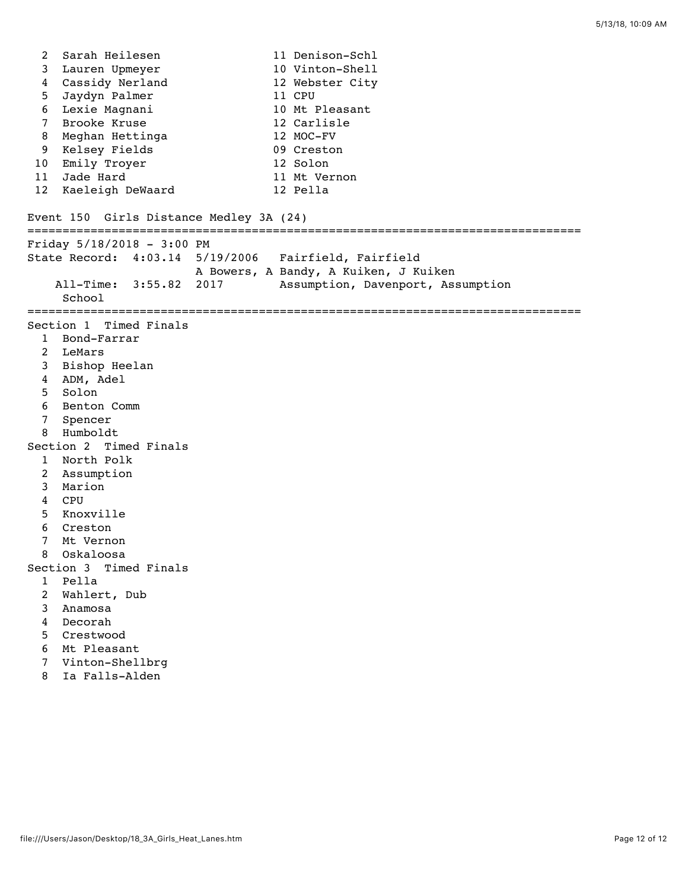| | | |
|---|---|---|
| 2 | Sarah Heilesen | 11 Denison-Schl |
| 3 | Lauren Upmeyer | 10 Vinton-Shell |
| 4 | Cassidy Nerland | 12 Webster City |
| 5 | Jaydyn Palmer | 11 CPU |
| 6 | Lexie Magnani | 10 Mt Pleasant |
| 7 | Brooke Kruse | 12 Carlisle |
| 8 | Meghan Hettinga | 12 MOC-FV |
| 9 | Kelsey Fields | 09 Creston |
| 10 | Emily Troyer | 12 Solon |
| 11 | Jade Hard | 11 Mt Vernon |
| 12 | Kaeleigh DeWaard | 12 Pella |

## Event 150 Girls Distance Medley 3A (24)

Friday 5/18/2018 - 3:00 PM

State Record: 4:03.14 5/19/2006 Fairfield, Fairfield
A Bowers, A Bandy, A Kuiken, J Kuiken

All-Time: 3:55.82 2017 Assumption, Davenport, Assumption

School

### Section 1 Timed Finals

1. Bond-Farrar
2. LeMars
3. Bishop Heelan
4. ADM, Adel
5. Solon
6. Benton Comm
7. Spencer
8. Humboldt

### Section 2 Timed Finals

1. North Polk
2. Assumption
3. Marion
4. CPU
5. Knoxville
6. Creston
7. Mt Vernon
8. Oskaloosa

### Section 3 Timed Finals

1. Pella
2. Wahlert, Dub
3. Anamosa
4. Decorah
5. Crestwood
6. Mt Pleasant
7. Vinton-Shellbrg
8. Ia Falls-Alden